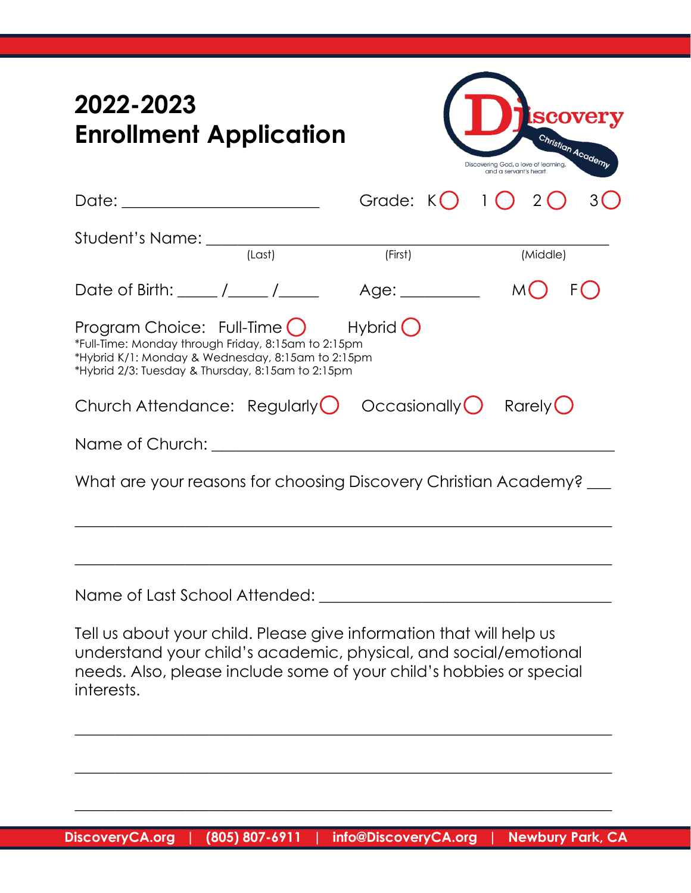# 2022-2023
# Enrollment Application

Discovery Christian Academy

Discovering God, a love of learning, and a servant's heart.

Date: ________________________ Grade: K ◯ 1 ◯ 2 ◯ 3 ◯

Student's Name: ______________________________________________________
(Last) (First) (Middle)

Date of Birth: _____ /_____ /_____ Age: __________ M ◯ F ◯

Program Choice: Full-Time ◯ Hybrid ◯

*Full-Time: Monday through Friday, 8:15am to 2:15pm
*Hybrid K/1: Monday & Wednesday, 8:15am to 2:15pm
*Hybrid 2/3: Tuesday & Thursday, 8:15am to 2:15pm

Church Attendance: Regularly ◯ Occasionally ◯ Rarely ◯

Name of Church: ______________________________________________

What are your reasons for choosing Discovery Christian Academy? ___

_____________________________________________________________

_____________________________________________________________

Name of Last School Attended: ____________________________________

Tell us about your child. Please give information that will help us understand your child's academic, physical, and social/emotional needs. Also, please include some of your child's hobbies or special interests.

_____________________________________________________________

_____________________________________________________________

_____________________________________________________________

DiscoveryCA.org | (805) 807-6911 | info@DiscoveryCA.org | Newbury Park, CA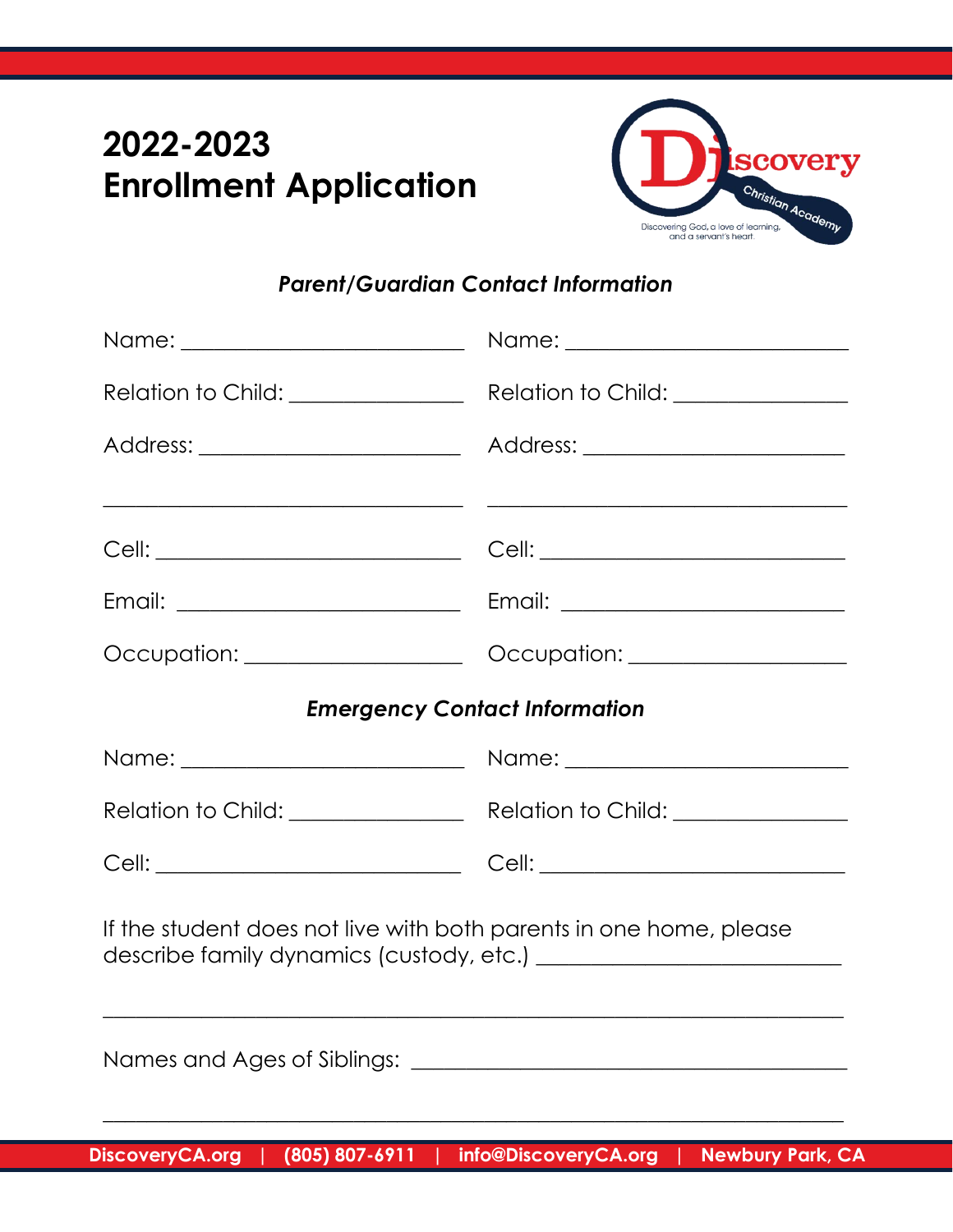# 2022-2023
# Enrollment Application

### *Parent/Guardian Contact Information*

| | |
|---|---|
| Name: ______________________ | Name: ______________________ |
| Relation to Child: ______________ | Relation to Child: ______________ |
| Address: ____________________ | Address: ____________________ |
| ____________________________ | ____________________________ |
| Cell: ______________________ | Cell: ______________________ |
| Email: ______________________ | Email: ______________________ |
| Occupation: _________________ | Occupation: _________________ |

### *Emergency Contact Information*

| | |
|---|---|
| Name: ______________________ | Name: ______________________ |
| Relation to Child: ______________ | Relation to Child: ______________ |
| Cell: ______________________ | Cell: ______________________ |

If the student does not live with both parents in one home, please describe family dynamics (custody, etc.) ___________________________

_____________________________________________________________

Names and Ages of Siblings: _____________________________________

_____________________________________________________________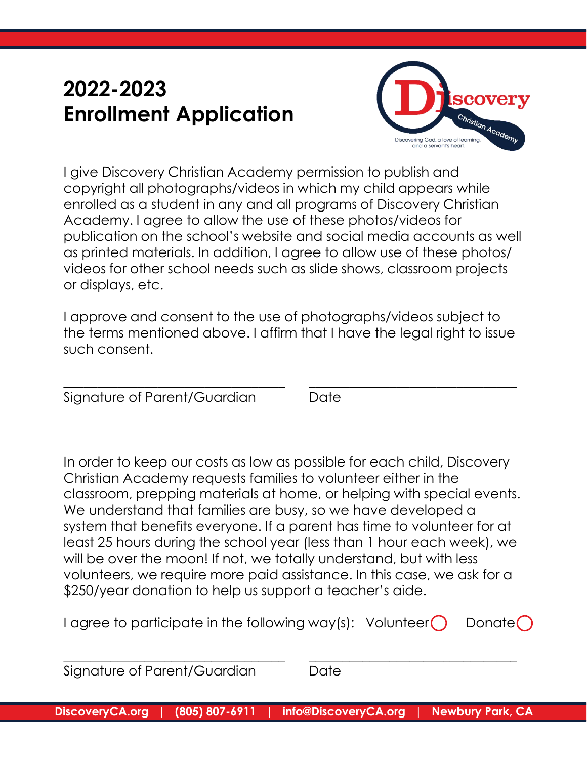# 2022-2023 Enrollment Application

I give Discovery Christian Academy permission to publish and copyright all photographs/videos in which my child appears while enrolled as a student in any and all programs of Discovery Christian Academy. I agree to allow the use of these photos/videos for publication on the school's website and social media accounts as well as printed materials. In addition, I agree to allow use of these photos/ videos for other school needs such as slide shows, classroom projects or displays, etc.

I approve and consent to the use of photographs/videos subject to the terms mentioned above. I affirm that I have the legal right to issue such consent.

_________________________________ _________________________________

Signature of Parent/Guardian Date

In order to keep our costs as low as possible for each child, Discovery Christian Academy requests families to volunteer either in the classroom, prepping materials at home, or helping with special events. We understand that families are busy, so we have developed a system that benefits everyone. If a parent has time to volunteer for at least 25 hours during the school year (less than 1 hour each week), we will be over the moon! If not, we totally understand, but with less volunteers, we require more paid assistance. In this case, we ask for a $250/year donation to help us support a teacher's aide.

I agree to participate in the following way(s): Volunteer ◯ Donate ◯

_________________________________ _________________________________

Signature of Parent/Guardian Date

DiscoveryCA.org | (805) 807-6911 | info@DiscoveryCA.org | Newbury Park, CA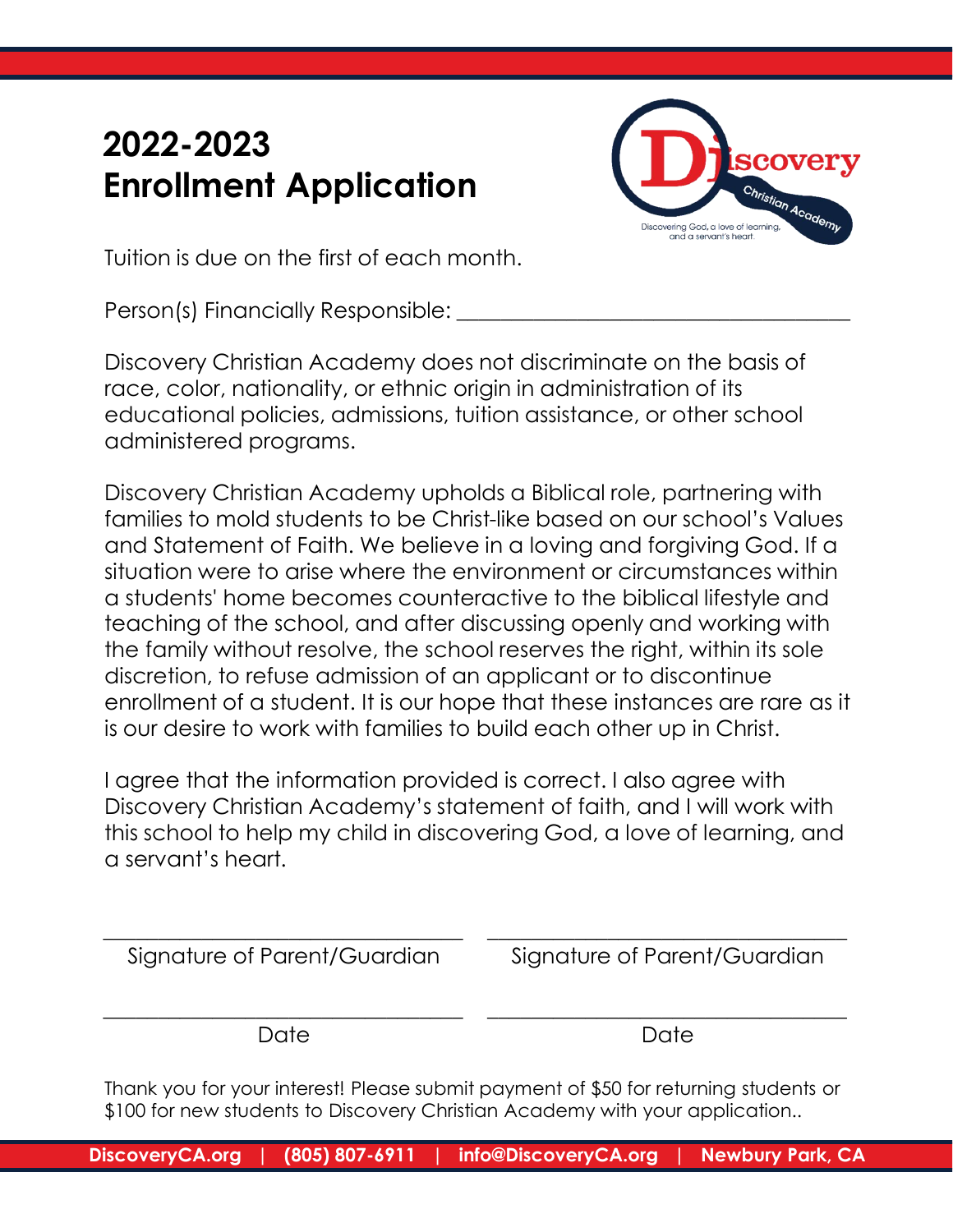# 2022-2023
# Enrollment Application

Tuition is due on the first of each month.

Person(s) Financially Responsible: ___________________________________

Discovery Christian Academy does not discriminate on the basis of race, color, nationality, or ethnic origin in administration of its educational policies, admissions, tuition assistance, or other school administered programs.

Discovery Christian Academy upholds a Biblical role, partnering with families to mold students to be Christ-like based on our school's Values and Statement of Faith. We believe in a loving and forgiving God. If a situation were to arise where the environment or circumstances within a students' home becomes counteractive to the biblical lifestyle and teaching of the school, and after discussing openly and working with the family without resolve, the school reserves the right, within its sole discretion, to refuse admission of an applicant or to discontinue enrollment of a student. It is our hope that these instances are rare as it is our desire to work with families to build each other up in Christ.

I agree that the information provided is correct. I also agree with Discovery Christian Academy's statement of faith, and I will work with this school to help my child in discovering God, a love of learning, and a servant's heart.

_________________________________ _________________________________
Signature of Parent/Guardian Signature of Parent/Guardian

_________________________________ _________________________________
Date Date

Thank you for your interest! Please submit payment of $50 for returning students or $100 for new students to Discovery Christian Academy with your application..

**DiscoveryCA.org | (805) 807-6911 | info@DiscoveryCA.org | Newbury Park, CA**